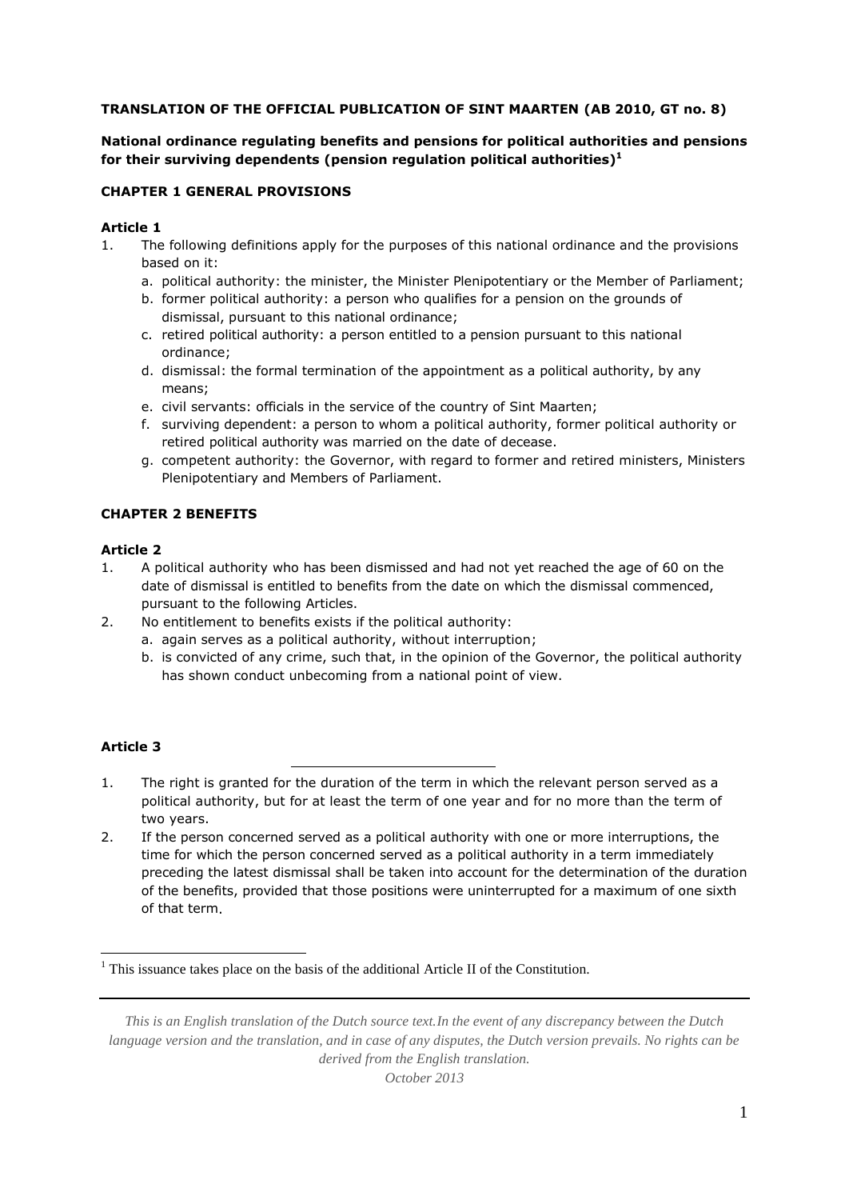**TRANSLATION OF THE OFFICIAL PUBLICATION OF SINT MAARTEN (AB 2010, GT no. 8)**

**National ordinance regulating benefits and pensions for political authorities and pensions for their surviving dependents (pension regulation political authorities)[1]**

## CHAPTER 1 GENERAL PROVISIONS

### Article 1

1. The following definitions apply for the purposes of this national ordinance and the provisions based on it:
   a. political authority: the minister, the Minister Plenipotentiary or the Member of Parliament;
   b. former political authority: a person who qualifies for a pension on the grounds of dismissal, pursuant to this national ordinance;
   c. retired political authority: a person entitled to a pension pursuant to this national ordinance;
   d. dismissal: the formal termination of the appointment as a political authority, by any means;
   e. civil servants: officials in the service of the country of Sint Maarten;
   f. surviving dependent: a person to whom a political authority, former political authority or retired political authority was married on the date of decease.
   g. competent authority: the Governor, with regard to former and retired ministers, Ministers Plenipotentiary and Members of Parliament.

## CHAPTER 2 BENEFITS

### Article 2

1. A political authority who has been dismissed and had not yet reached the age of 60 on the date of dismissal is entitled to benefits from the date on which the dismissal commenced, pursuant to the following Articles.
2. No entitlement to benefits exists if the political authority:
   a. again serves as a political authority, without interruption;
   b. is convicted of any crime, such that, in the opinion of the Governor, the political authority has shown conduct unbecoming from a national point of view.

### Article 3

1. The right is granted for the duration of the term in which the relevant person served as a political authority, but for at least the term of one year and for no more than the term of two years.
2. If the person concerned served as a political authority with one or more interruptions, the time for which the person concerned served as a political authority in a term immediately preceding the latest dismissal shall be taken into account for the determination of the duration of the benefits, provided that those positions were uninterrupted for a maximum of one sixth of that term.

---

[1] This issuance takes place on the basis of the additional Article II of the Constitution.

*This is an English translation of the Dutch source text.In the event of any discrepancy between the Dutch language version and the translation, and in case of any disputes, the Dutch version prevails. No rights can be derived from the English translation.*

*October 2013*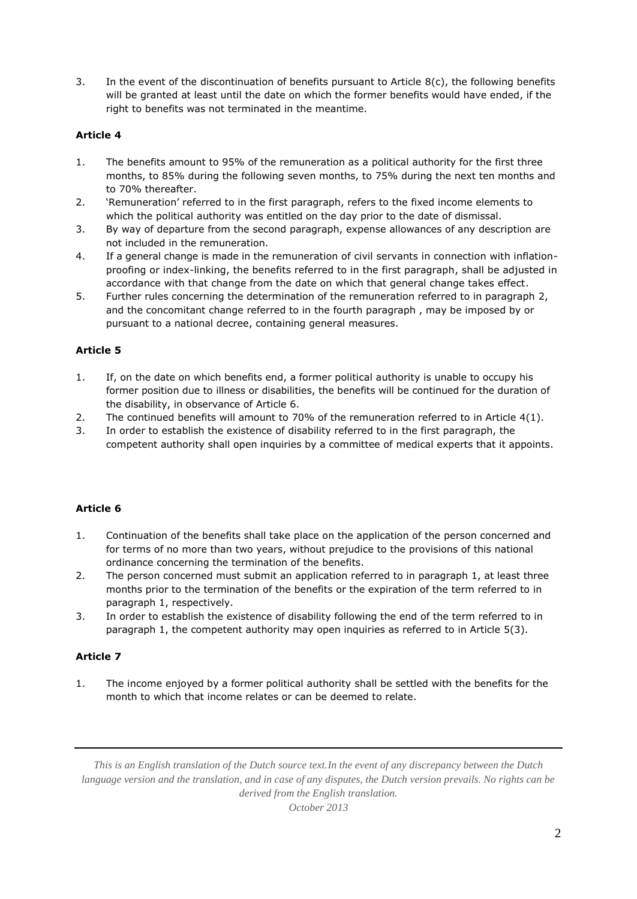3. In the event of the discontinuation of benefits pursuant to Article 8(c), the following benefits will be granted at least until the date on which the former benefits would have ended, if the right to benefits was not terminated in the meantime.

**Article 4**

1. The benefits amount to 95% of the remuneration as a political authority for the first three months, to 85% during the following seven months, to 75% during the next ten months and to 70% thereafter.
2. 'Remuneration' referred to in the first paragraph, refers to the fixed income elements to which the political authority was entitled on the day prior to the date of dismissal.
3. By way of departure from the second paragraph, expense allowances of any description are not included in the remuneration.
4. If a general change is made in the remuneration of civil servants in connection with inflation-proofing or index-linking, the benefits referred to in the first paragraph, shall be adjusted in accordance with that change from the date on which that general change takes effect.
5. Further rules concerning the determination of the remuneration referred to in paragraph 2, and the concomitant change referred to in the fourth paragraph , may be imposed by or pursuant to a national decree, containing general measures.

**Article 5**

1. If, on the date on which benefits end, a former political authority is unable to occupy his former position due to illness or disabilities, the benefits will be continued for the duration of the disability, in observance of Article 6.
2. The continued benefits will amount to 70% of the remuneration referred to in Article 4(1).
3. In order to establish the existence of disability referred to in the first paragraph, the competent authority shall open inquiries by a committee of medical experts that it appoints.

**Article 6**

1. Continuation of the benefits shall take place on the application of the person concerned and for terms of no more than two years, without prejudice to the provisions of this national ordinance concerning the termination of the benefits.
2. The person concerned must submit an application referred to in paragraph 1, at least three months prior to the termination of the benefits or the expiration of the term referred to in paragraph 1, respectively.
3. In order to establish the existence of disability following the end of the term referred to in paragraph 1, the competent authority may open inquiries as referred to in Article 5(3).

**Article 7**

1. The income enjoyed by a former political authority shall be settled with the benefits for the month to which that income relates or can be deemed to relate.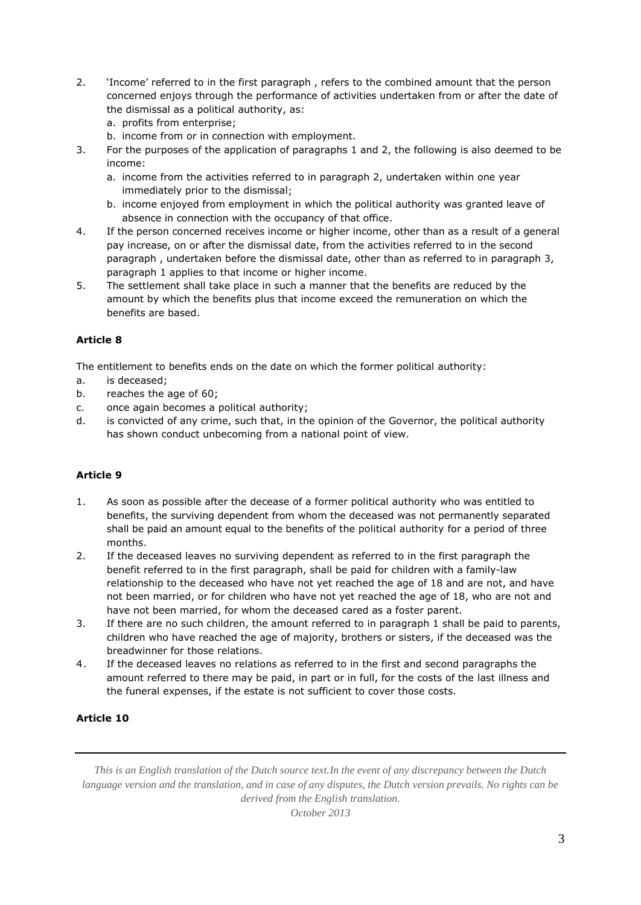2. 'Income' referred to in the first paragraph , refers to the combined amount that the person concerned enjoys through the performance of activities undertaken from or after the date of the dismissal as a political authority, as:
   a. profits from enterprise;
   b. income from or in connection with employment.
3. For the purposes of the application of paragraphs 1 and 2, the following is also deemed to be income:
   a. income from the activities referred to in paragraph 2, undertaken within one year immediately prior to the dismissal;
   b. income enjoyed from employment in which the political authority was granted leave of absence in connection with the occupancy of that office.
4. If the person concerned receives income or higher income, other than as a result of a general pay increase, on or after the dismissal date, from the activities referred to in the second paragraph , undertaken before the dismissal date, other than as referred to in paragraph 3, paragraph 1 applies to that income or higher income.
5. The settlement shall take place in such a manner that the benefits are reduced by the amount by which the benefits plus that income exceed the remuneration on which the benefits are based.

**Article 8**

The entitlement to benefits ends on the date on which the former political authority:

a. is deceased;
b. reaches the age of 60;
c. once again becomes a political authority;
d. is convicted of any crime, such that, in the opinion of the Governor, the political authority has shown conduct unbecoming from a national point of view.

**Article 9**

1. As soon as possible after the decease of a former political authority who was entitled to benefits, the surviving dependent from whom the deceased was not permanently separated shall be paid an amount equal to the benefits of the political authority for a period of three months.
2. If the deceased leaves no surviving dependent as referred to in the first paragraph the benefit referred to in the first paragraph, shall be paid for children with a family-law relationship to the deceased who have not yet reached the age of 18 and are not, and have not been married, or for children who have not yet reached the age of 18, who are not and have not been married, for whom the deceased cared as a foster parent.
3. If there are no such children, the amount referred to in paragraph 1 shall be paid to parents, children who have reached the age of majority, brothers or sisters, if the deceased was the breadwinner for those relations.
4. If the deceased leaves no relations as referred to in the first and second paragraphs the amount referred to there may be paid, in part or in full, for the costs of the last illness and the funeral expenses, if the estate is not sufficient to cover those costs.

**Article 10**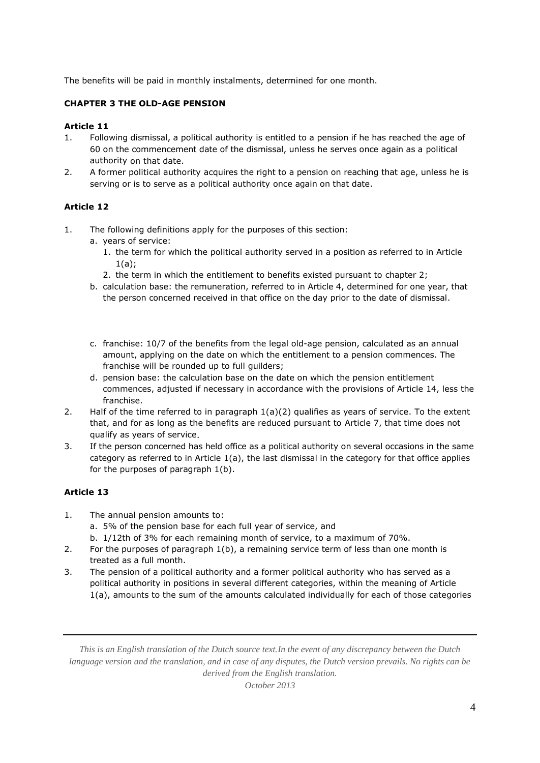The benefits will be paid in monthly instalments, determined for one month.

## CHAPTER 3 THE OLD-AGE PENSION

### Article 11

1. Following dismissal, a political authority is entitled to a pension if he has reached the age of 60 on the commencement date of the dismissal, unless he serves once again as a political authority on that date.
2. A former political authority acquires the right to a pension on reaching that age, unless he is serving or is to serve as a political authority once again on that date.

### Article 12

1. The following definitions apply for the purposes of this section:
   a. years of service:
      1. the term for which the political authority served in a position as referred to in Article 1(a);
      2. the term in which the entitlement to benefits existed pursuant to chapter 2;
   b. calculation base: the remuneration, referred to in Article 4, determined for one year, that the person concerned received in that office on the day prior to the date of dismissal.
   c. franchise: 10/7 of the benefits from the legal old-age pension, calculated as an annual amount, applying on the date on which the entitlement to a pension commences. The franchise will be rounded up to full guilders;
   d. pension base: the calculation base on the date on which the pension entitlement commences, adjusted if necessary in accordance with the provisions of Article 14, less the franchise.
2. Half of the time referred to in paragraph 1(a)(2) qualifies as years of service. To the extent that, and for as long as the benefits are reduced pursuant to Article 7, that time does not qualify as years of service.
3. If the person concerned has held office as a political authority on several occasions in the same category as referred to in Article 1(a), the last dismissal in the category for that office applies for the purposes of paragraph 1(b).

### Article 13

1. The annual pension amounts to:
   a. 5% of the pension base for each full year of service, and
   b. 1/12th of 3% for each remaining month of service, to a maximum of 70%.
2. For the purposes of paragraph 1(b), a remaining service term of less than one month is treated as a full month.
3. The pension of a political authority and a former political authority who has served as a political authority in positions in several different categories, within the meaning of Article 1(a), amounts to the sum of the amounts calculated individually for each of those categories

*This is an English translation of the Dutch source text.In the event of any discrepancy between the Dutch language version and the translation, and in case of any disputes, the Dutch version prevails. No rights can be derived from the English translation.*

*October 2013*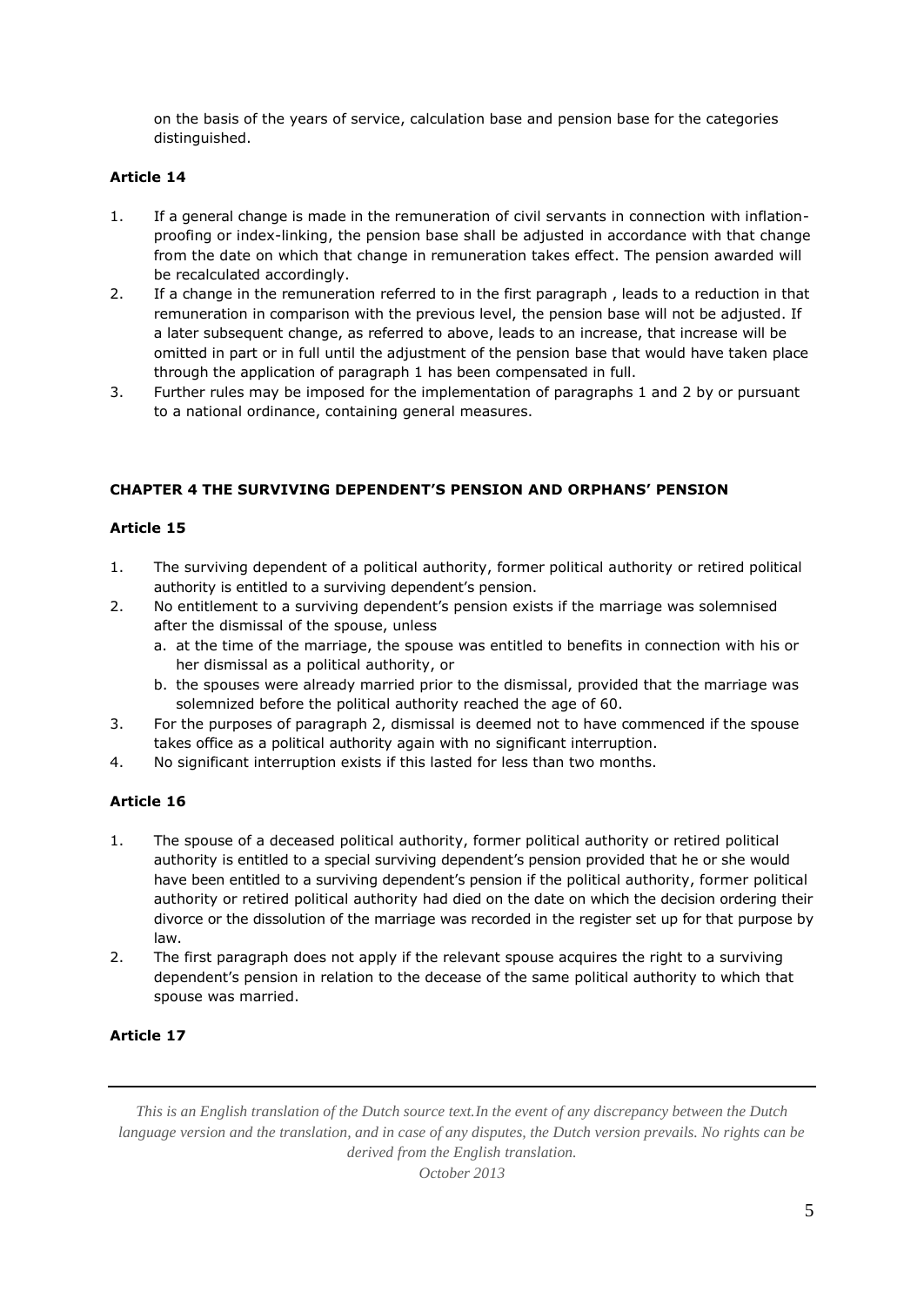on the basis of the years of service, calculation base and pension base for the categories distinguished.

**Article 14**

1. If a general change is made in the remuneration of civil servants in connection with inflation-proofing or index-linking, the pension base shall be adjusted in accordance with that change from the date on which that change in remuneration takes effect. The pension awarded will be recalculated accordingly.
2. If a change in the remuneration referred to in the first paragraph , leads to a reduction in that remuneration in comparison with the previous level, the pension base will not be adjusted. If a later subsequent change, as referred to above, leads to an increase, that increase will be omitted in part or in full until the adjustment of the pension base that would have taken place through the application of paragraph 1 has been compensated in full.
3. Further rules may be imposed for the implementation of paragraphs 1 and 2 by or pursuant to a national ordinance, containing general measures.

**CHAPTER 4 THE SURVIVING DEPENDENT'S PENSION AND ORPHANS' PENSION**

**Article 15**

1. The surviving dependent of a political authority, former political authority or retired political authority is entitled to a surviving dependent's pension.
2. No entitlement to a surviving dependent's pension exists if the marriage was solemnised after the dismissal of the spouse, unless
   a. at the time of the marriage, the spouse was entitled to benefits in connection with his or her dismissal as a political authority, or
   b. the spouses were already married prior to the dismissal, provided that the marriage was solemnized before the political authority reached the age of 60.
3. For the purposes of paragraph 2, dismissal is deemed not to have commenced if the spouse takes office as a political authority again with no significant interruption.
4. No significant interruption exists if this lasted for less than two months.

**Article 16**

1. The spouse of a deceased political authority, former political authority or retired political authority is entitled to a special surviving dependent's pension provided that he or she would have been entitled to a surviving dependent's pension if the political authority, former political authority or retired political authority had died on the date on which the decision ordering their divorce or the dissolution of the marriage was recorded in the register set up for that purpose by law.
2. The first paragraph does not apply if the relevant spouse acquires the right to a surviving dependent's pension in relation to the decease of the same political authority to which that spouse was married.

**Article 17**

*This is an English translation of the Dutch source text.In the event of any discrepancy between the Dutch language version and the translation, and in case of any disputes, the Dutch version prevails. No rights can be derived from the English translation.*

*October 2013*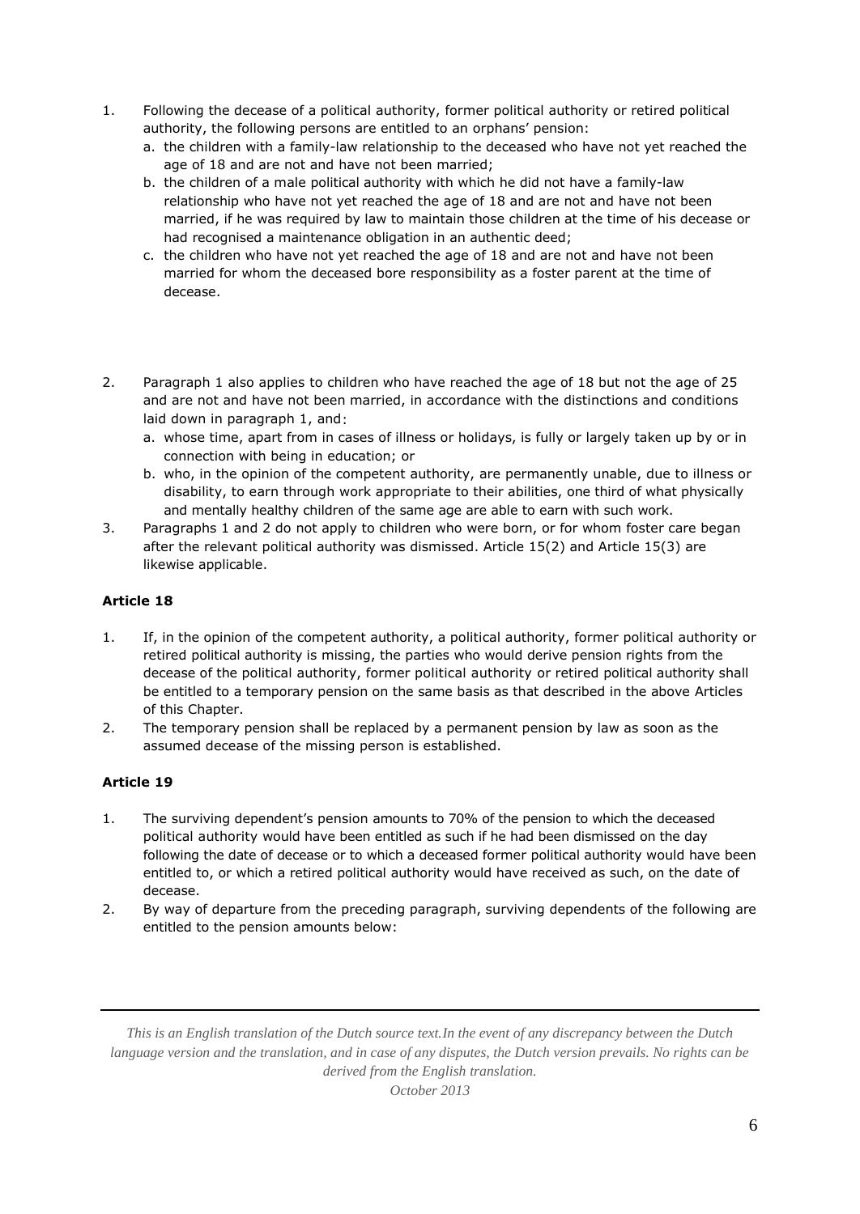1. Following the decease of a political authority, former political authority or retired political authority, the following persons are entitled to an orphans' pension:
   a. the children with a family-law relationship to the deceased who have not yet reached the age of 18 and are not and have not been married;
   b. the children of a male political authority with which he did not have a family-law relationship who have not yet reached the age of 18 and are not and have not been married, if he was required by law to maintain those children at the time of his decease or had recognised a maintenance obligation in an authentic deed;
   c. the children who have not yet reached the age of 18 and are not and have not been married for whom the deceased bore responsibility as a foster parent at the time of decease.

2. Paragraph 1 also applies to children who have reached the age of 18 but not the age of 25 and are not and have not been married, in accordance with the distinctions and conditions laid down in paragraph 1, and:
   a. whose time, apart from in cases of illness or holidays, is fully or largely taken up by or in connection with being in education; or
   b. who, in the opinion of the competent authority, are permanently unable, due to illness or disability, to earn through work appropriate to their abilities, one third of what physically and mentally healthy children of the same age are able to earn with such work.
3. Paragraphs 1 and 2 do not apply to children who were born, or for whom foster care began after the relevant political authority was dismissed. Article 15(2) and Article 15(3) are likewise applicable.

**Article 18**

1. If, in the opinion of the competent authority, a political authority, former political authority or retired political authority is missing, the parties who would derive pension rights from the decease of the political authority, former political authority or retired political authority shall be entitled to a temporary pension on the same basis as that described in the above Articles of this Chapter.
2. The temporary pension shall be replaced by a permanent pension by law as soon as the assumed decease of the missing person is established.

**Article 19**

1. The surviving dependent's pension amounts to 70% of the pension to which the deceased political authority would have been entitled as such if he had been dismissed on the day following the date of decease or to which a deceased former political authority would have been entitled to, or which a retired political authority would have received as such, on the date of decease.
2. By way of departure from the preceding paragraph, surviving dependents of the following are entitled to the pension amounts below:

*This is an English translation of the Dutch source text.In the event of any discrepancy between the Dutch language version and the translation, and in case of any disputes, the Dutch version prevails. No rights can be derived from the English translation.*
*October 2013*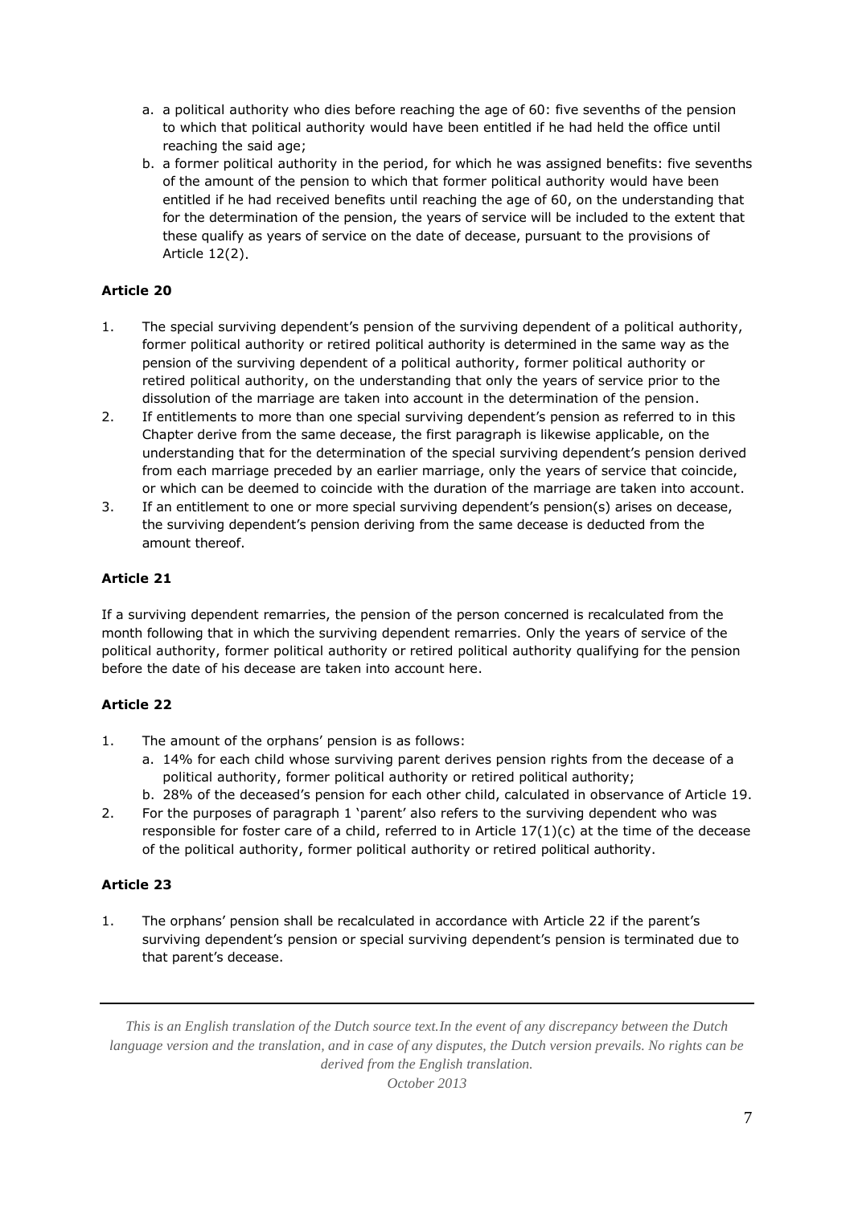a. a political authority who dies before reaching the age of 60: five sevenths of the pension to which that political authority would have been entitled if he had held the office until reaching the said age;
b. a former political authority in the period, for which he was assigned benefits: five sevenths of the amount of the pension to which that former political authority would have been entitled if he had received benefits until reaching the age of 60, on the understanding that for the determination of the pension, the years of service will be included to the extent that these qualify as years of service on the date of decease, pursuant to the provisions of Article 12(2).

**Article 20**

1. The special surviving dependent's pension of the surviving dependent of a political authority, former political authority or retired political authority is determined in the same way as the pension of the surviving dependent of a political authority, former political authority or retired political authority, on the understanding that only the years of service prior to the dissolution of the marriage are taken into account in the determination of the pension.
2. If entitlements to more than one special surviving dependent's pension as referred to in this Chapter derive from the same decease, the first paragraph is likewise applicable, on the understanding that for the determination of the special surviving dependent's pension derived from each marriage preceded by an earlier marriage, only the years of service that coincide, or which can be deemed to coincide with the duration of the marriage are taken into account.
3. If an entitlement to one or more special surviving dependent's pension(s) arises on decease, the surviving dependent's pension deriving from the same decease is deducted from the amount thereof.

**Article 21**

If a surviving dependent remarries, the pension of the person concerned is recalculated from the month following that in which the surviving dependent remarries. Only the years of service of the political authority, former political authority or retired political authority qualifying for the pension before the date of his decease are taken into account here.

**Article 22**

1. The amount of the orphans' pension is as follows:
   a. 14% for each child whose surviving parent derives pension rights from the decease of a political authority, former political authority or retired political authority;
   b. 28% of the deceased's pension for each other child, calculated in observance of Article 19.
2. For the purposes of paragraph 1 'parent' also refers to the surviving dependent who was responsible for foster care of a child, referred to in Article 17(1)(c) at the time of the decease of the political authority, former political authority or retired political authority.

**Article 23**

1. The orphans' pension shall be recalculated in accordance with Article 22 if the parent's surviving dependent's pension or special surviving dependent's pension is terminated due to that parent's decease.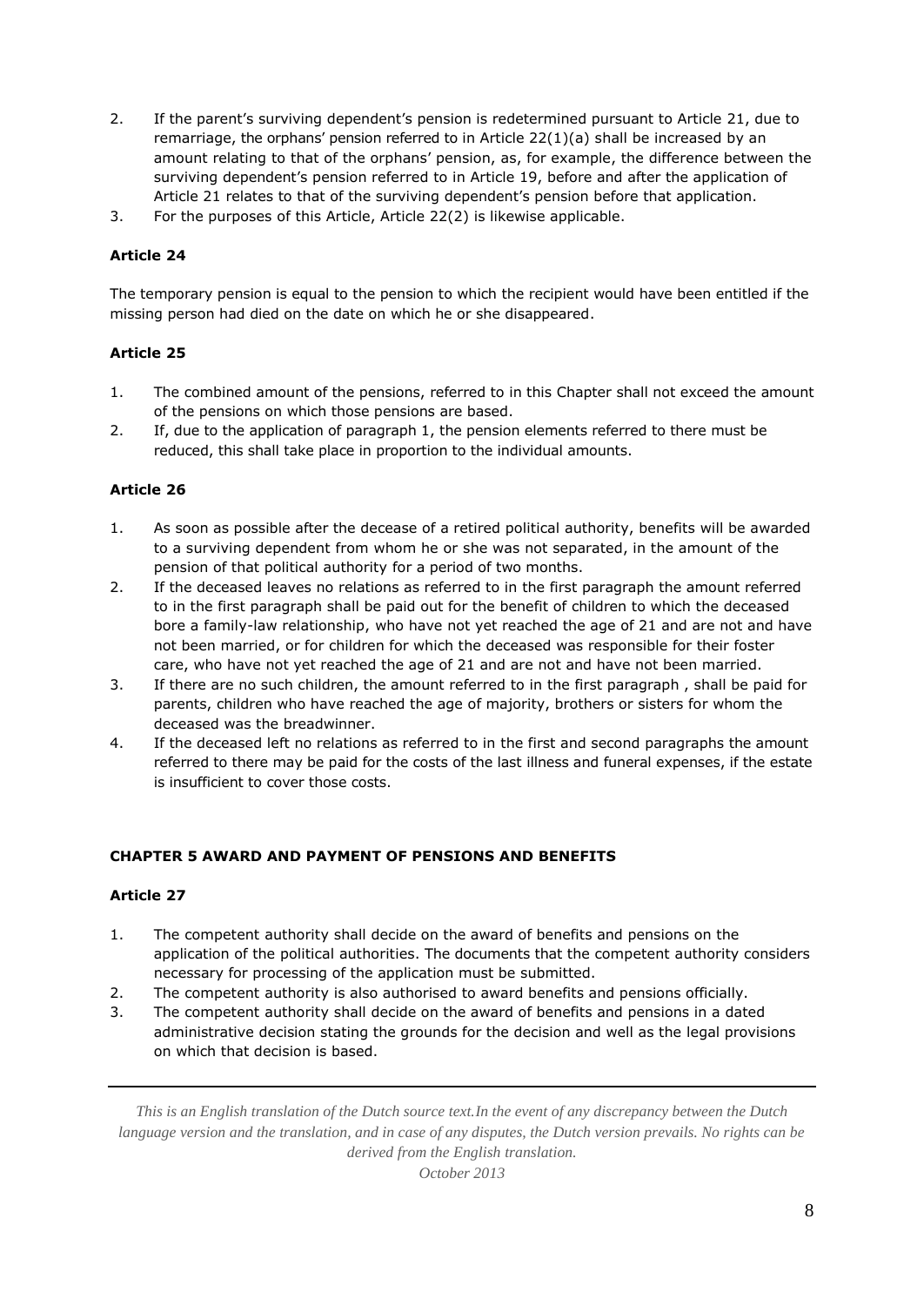2. If the parent's surviving dependent's pension is redetermined pursuant to Article 21, due to remarriage, the orphans' pension referred to in Article 22(1)(a) shall be increased by an amount relating to that of the orphans' pension, as, for example, the difference between the surviving dependent's pension referred to in Article 19, before and after the application of Article 21 relates to that of the surviving dependent's pension before that application.
3. For the purposes of this Article, Article 22(2) is likewise applicable.

**Article 24**

The temporary pension is equal to the pension to which the recipient would have been entitled if the missing person had died on the date on which he or she disappeared.

**Article 25**

1. The combined amount of the pensions, referred to in this Chapter shall not exceed the amount of the pensions on which those pensions are based.
2. If, due to the application of paragraph 1, the pension elements referred to there must be reduced, this shall take place in proportion to the individual amounts.

**Article 26**

1. As soon as possible after the decease of a retired political authority, benefits will be awarded to a surviving dependent from whom he or she was not separated, in the amount of the pension of that political authority for a period of two months.
2. If the deceased leaves no relations as referred to in the first paragraph the amount referred to in the first paragraph shall be paid out for the benefit of children to which the deceased bore a family-law relationship, who have not yet reached the age of 21 and are not and have not been married, or for children for which the deceased was responsible for their foster care, who have not yet reached the age of 21 and are not and have not been married.
3. If there are no such children, the amount referred to in the first paragraph , shall be paid for parents, children who have reached the age of majority, brothers or sisters for whom the deceased was the breadwinner.
4. If the deceased left no relations as referred to in the first and second paragraphs the amount referred to there may be paid for the costs of the last illness and funeral expenses, if the estate is insufficient to cover those costs.

**CHAPTER 5 AWARD AND PAYMENT OF PENSIONS AND BENEFITS**

**Article 27**

1. The competent authority shall decide on the award of benefits and pensions on the application of the political authorities. The documents that the competent authority considers necessary for processing of the application must be submitted.
2. The competent authority is also authorised to award benefits and pensions officially.
3. The competent authority shall decide on the award of benefits and pensions in a dated administrative decision stating the grounds for the decision and well as the legal provisions on which that decision is based.

*This is an English translation of the Dutch source text.In the event of any discrepancy between the Dutch language version and the translation, and in case of any disputes, the Dutch version prevails. No rights can be derived from the English translation.*

*October 2013*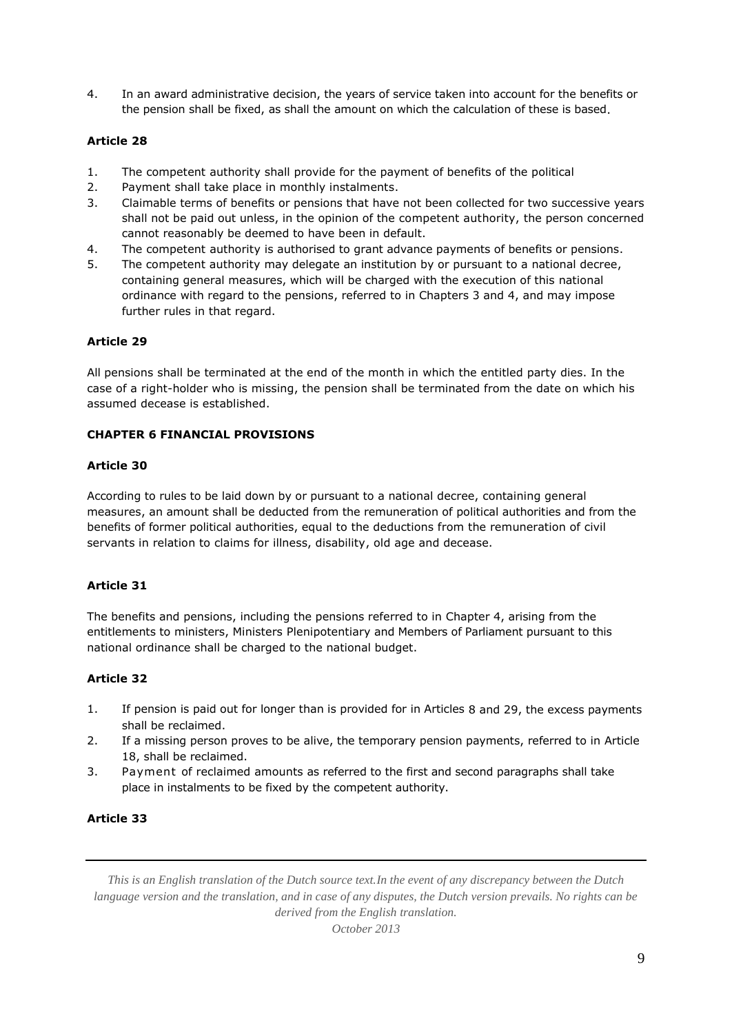4. In an award administrative decision, the years of service taken into account for the benefits or the pension shall be fixed, as shall the amount on which the calculation of these is based.

**Article 28**

1. The competent authority shall provide for the payment of benefits of the political
2. Payment shall take place in monthly instalments.
3. Claimable terms of benefits or pensions that have not been collected for two successive years shall not be paid out unless, in the opinion of the competent authority, the person concerned cannot reasonably be deemed to have been in default.
4. The competent authority is authorised to grant advance payments of benefits or pensions.
5. The competent authority may delegate an institution by or pursuant to a national decree, containing general measures, which will be charged with the execution of this national ordinance with regard to the pensions, referred to in Chapters 3 and 4, and may impose further rules in that regard.

**Article 29**

All pensions shall be terminated at the end of the month in which the entitled party dies. In the case of a right-holder who is missing, the pension shall be terminated from the date on which his assumed decease is established.

**CHAPTER 6 FINANCIAL PROVISIONS**

**Article 30**

According to rules to be laid down by or pursuant to a national decree, containing general measures, an amount shall be deducted from the remuneration of political authorities and from the benefits of former political authorities, equal to the deductions from the remuneration of civil servants in relation to claims for illness, disability, old age and decease.

**Article 31**

The benefits and pensions, including the pensions referred to in Chapter 4, arising from the entitlements to ministers, Ministers Plenipotentiary and Members of Parliament pursuant to this national ordinance shall be charged to the national budget.

**Article 32**

1. If pension is paid out for longer than is provided for in Articles 8 and 29, the excess payments shall be reclaimed.
2. If a missing person proves to be alive, the temporary pension payments, referred to in Article 18, shall be reclaimed.
3. Payment of reclaimed amounts as referred to the first and second paragraphs shall take place in instalments to be fixed by the competent authority.

**Article 33**

*This is an English translation of the Dutch source text.In the event of any discrepancy between the Dutch language version and the translation, and in case of any disputes, the Dutch version prevails. No rights can be derived from the English translation.*

*October 2013*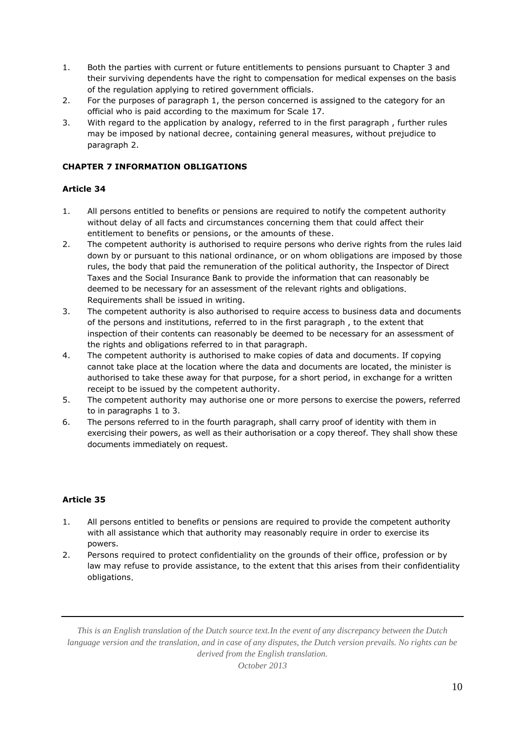1. Both the parties with current or future entitlements to pensions pursuant to Chapter 3 and their surviving dependents have the right to compensation for medical expenses on the basis of the regulation applying to retired government officials.
2. For the purposes of paragraph 1, the person concerned is assigned to the category for an official who is paid according to the maximum for Scale 17.
3. With regard to the application by analogy, referred to in the first paragraph , further rules may be imposed by national decree, containing general measures, without prejudice to paragraph 2.

## CHAPTER 7 INFORMATION OBLIGATIONS

### Article 34

1. All persons entitled to benefits or pensions are required to notify the competent authority without delay of all facts and circumstances concerning them that could affect their entitlement to benefits or pensions, or the amounts of these.
2. The competent authority is authorised to require persons who derive rights from the rules laid down by or pursuant to this national ordinance, or on whom obligations are imposed by those rules, the body that paid the remuneration of the political authority, the Inspector of Direct Taxes and the Social Insurance Bank to provide the information that can reasonably be deemed to be necessary for an assessment of the relevant rights and obligations. Requirements shall be issued in writing.
3. The competent authority is also authorised to require access to business data and documents of the persons and institutions, referred to in the first paragraph , to the extent that inspection of their contents can reasonably be deemed to be necessary for an assessment of the rights and obligations referred to in that paragraph.
4. The competent authority is authorised to make copies of data and documents. If copying cannot take place at the location where the data and documents are located, the minister is authorised to take these away for that purpose, for a short period, in exchange for a written receipt to be issued by the competent authority.
5. The competent authority may authorise one or more persons to exercise the powers, referred to in paragraphs 1 to 3.
6. The persons referred to in the fourth paragraph, shall carry proof of identity with them in exercising their powers, as well as their authorisation or a copy thereof. They shall show these documents immediately on request.

### Article 35

1. All persons entitled to benefits or pensions are required to provide the competent authority with all assistance which that authority may reasonably require in order to exercise its powers.
2. Persons required to protect confidentiality on the grounds of their office, profession or by law may refuse to provide assistance, to the extent that this arises from their confidentiality obligations.

*This is an English translation of the Dutch source text.In the event of any discrepancy between the Dutch language version and the translation, and in case of any disputes, the Dutch version prevails. No rights can be derived from the English translation.*

*October 2013*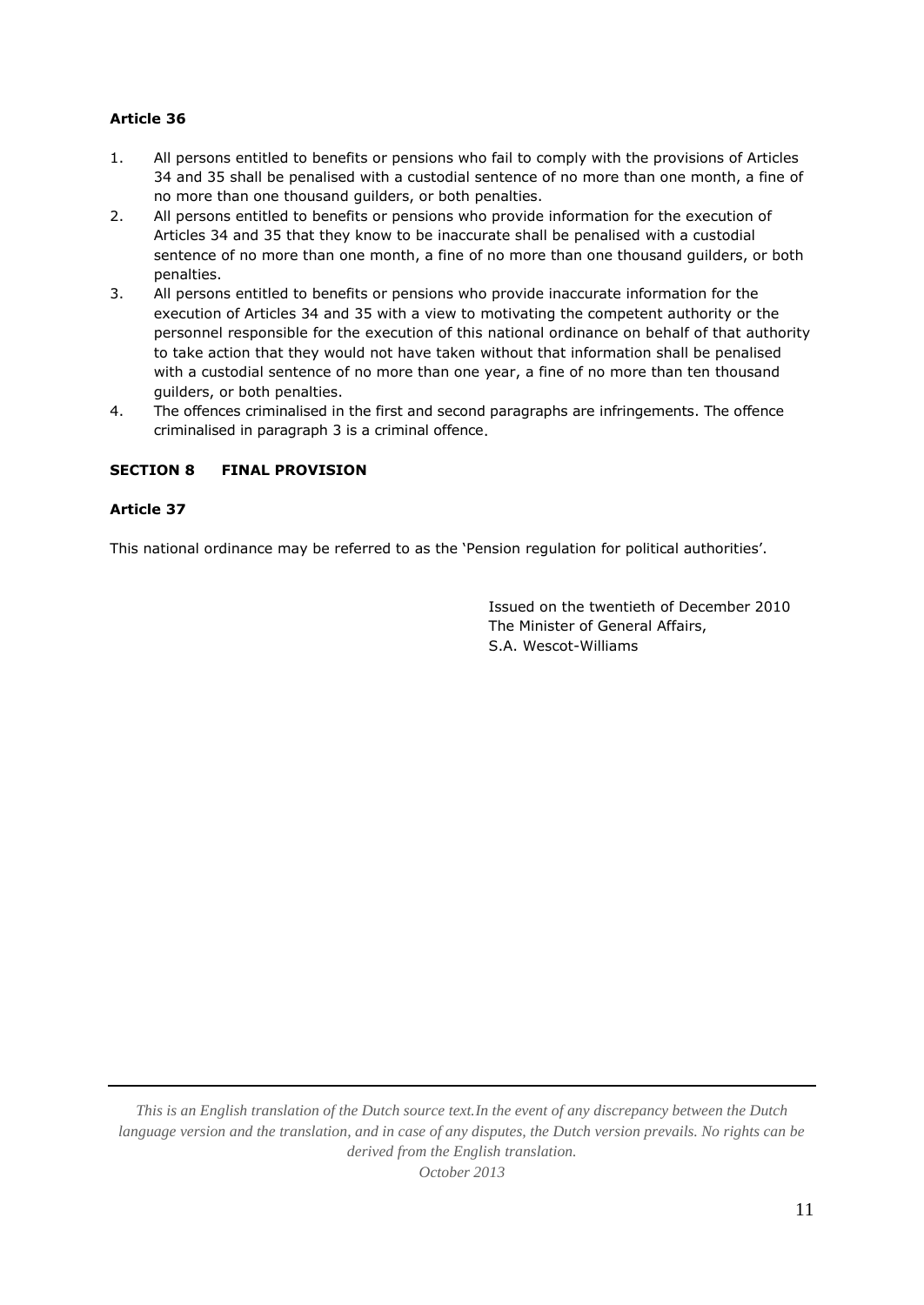### Article 36

1. All persons entitled to benefits or pensions who fail to comply with the provisions of Articles 34 and 35 shall be penalised with a custodial sentence of no more than one month, a fine of no more than one thousand guilders, or both penalties.
2. All persons entitled to benefits or pensions who provide information for the execution of Articles 34 and 35 that they know to be inaccurate shall be penalised with a custodial sentence of no more than one month, a fine of no more than one thousand guilders, or both penalties.
3. All persons entitled to benefits or pensions who provide inaccurate information for the execution of Articles 34 and 35 with a view to motivating the competent authority or the personnel responsible for the execution of this national ordinance on behalf of that authority to take action that they would not have taken without that information shall be penalised with a custodial sentence of no more than one year, a fine of no more than ten thousand guilders, or both penalties.
4. The offences criminalised in the first and second paragraphs are infringements. The offence criminalised in paragraph 3 is a criminal offence.

## SECTION 8 FINAL PROVISION

### Article 37

This national ordinance may be referred to as the 'Pension regulation for political authorities'.

Issued on the twentieth of December 2010
The Minister of General Affairs,
S.A. Wescot-Williams

*This is an English translation of the Dutch source text.In the event of any discrepancy between the Dutch language version and the translation, and in case of any disputes, the Dutch version prevails. No rights can be derived from the English translation.*
*October 2013*